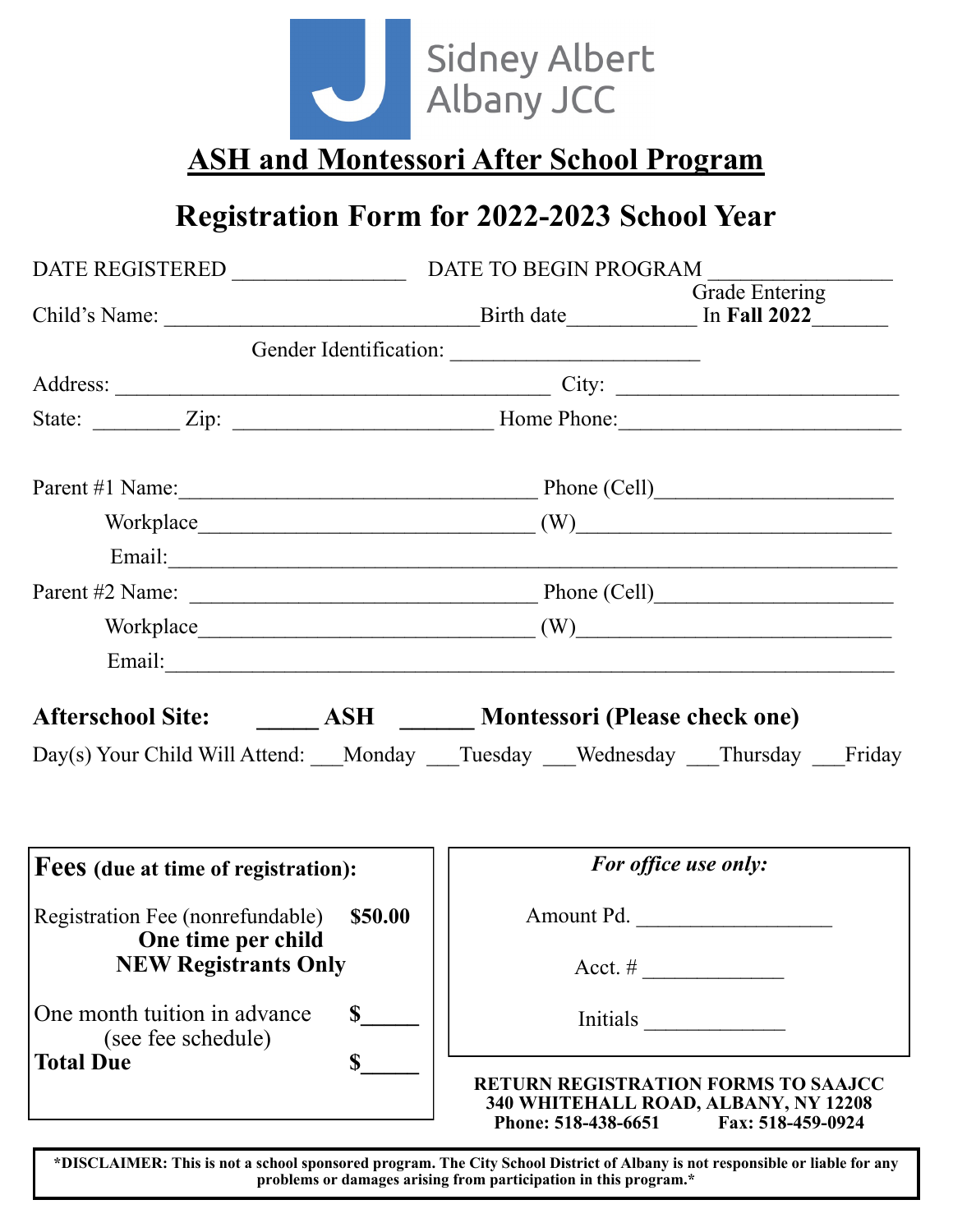Sidney Albert Albany JCC

# ASH and Montessori After School Program

## Registration Form for 2022-2023 School Year

DATE REGISTERED _______________ DATE TO BEGIN PROGRAM ________________

Child's Name: ____________________________ Birth date___________ Grade Entering In **Fall 2022**_______

Gender Identification: ______________________

Address: _______________________________________ City: _________________________

State: ________ Zip: _______________________ Home Phone:_________________________

Parent #1 Name:________________________________ Phone (Cell)_____________________

Workplace______________________________ (W)____________________________

Email:________________________________________________________________

Parent #2 Name: ________________________________ Phone (Cell)_____________________

Workplace______________________________ (W)____________________________

Email:________________________________________________________________

**Afterschool Site: _____ ASH ______ Montessori (Please check one)**

Day(s) Your Child Will Attend: ___Monday ___Tuesday ___Wednesday ___Thursday ___Friday

**Fees** **(due at time of registration):**

Registration Fee (nonrefundable) **$50.00**
**One time per child**
**NEW Registrants Only**

One month tuition in advance (see fee schedule) **$_____**

**Total Due** **$_____**

*For office use only:*

Amount Pd. _________________

Acct. # ____________

Initials ____________

**RETURN REGISTRATION FORMS TO SAAJCC**
**340 WHITEHALL ROAD, ALBANY, NY 12208**
**Phone: 518-438-6651 Fax: 518-459-0924**

***DISCLAIMER: This is not a school sponsored program. The City School District of Albany is not responsible or liable for any problems or damages arising from participation in this program.***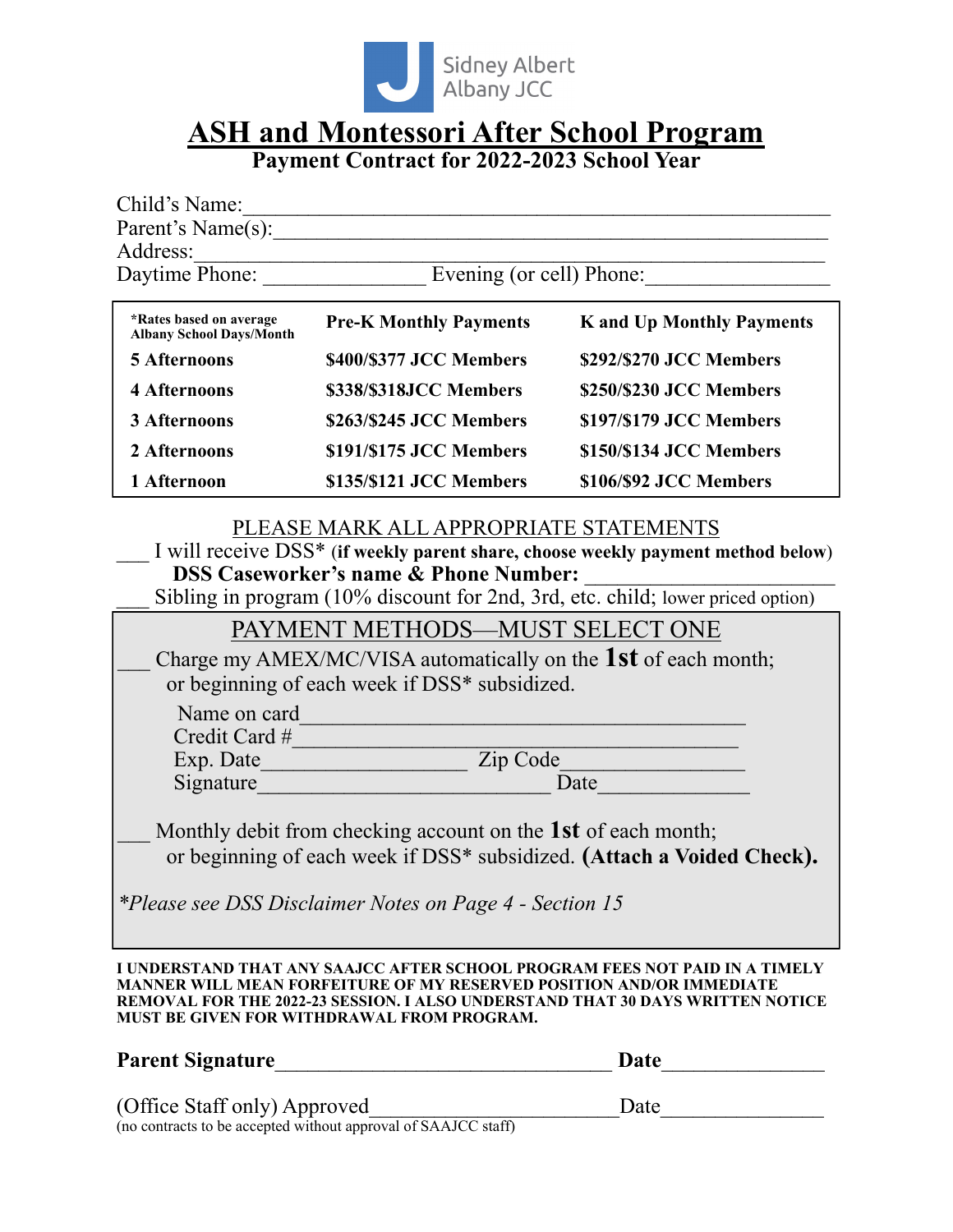Sidney Albert Albany JCC

# ASH and Montessori After School Program

## Payment Contract for 2022-2023 School Year

Child's Name:_______________________________________________________

Parent's Name(s):____________________________________________________

Address:___________________________________________________________

Daytime Phone: ______________ Evening (or cell) Phone:________________

| *Rates based on average Albany School Days/Month | Pre-K Monthly Payments | K and Up Monthly Payments |
|---|---|---|
| **5 Afternoons** | **$400/$377 JCC Members** | **$292/$270 JCC Members** |
| **4 Afternoons** | **$338/$318JCC Members** | **$250/$230 JCC Members** |
| **3 Afternoons** | **$263/$245 JCC Members** | **$197/$179 JCC Members** |
| **2 Afternoons** | **$191/$175 JCC Members** | **$150/$134 JCC Members** |
| **1 Afternoon** | **$135/$121 JCC Members** | **$106/$92 JCC Members** |

PLEASE MARK ALL APPROPRIATE STATEMENTS

___ I will receive DSS* (**if weekly parent share, choose weekly payment method below**)

**DSS Caseworker's name & Phone Number:** ______________________

___ Sibling in program (10% discount for 2nd, 3rd, etc. child; lower priced option)

PAYMENT METHODS—MUST SELECT ONE

___ Charge my AMEX/MC/VISA automatically on the **1st** of each month; or beginning of each week if DSS* subsidized.

Name on card_________________________________________

Credit Card #_________________________________________

Exp. Date__________________ Zip Code_______________

Signature__________________________ Date_____________

___ Monthly debit from checking account on the **1st** of each month; or beginning of each week if DSS* subsidized. **(Attach a Voided Check).**

*\*Please see DSS Disclaimer Notes on Page 4 - Section 15*

**I UNDERSTAND THAT ANY SAAJCC AFTER SCHOOL PROGRAM FEES NOT PAID IN A TIMELY MANNER WILL MEAN FORFEITURE OF MY RESERVED POSITION AND/OR IMMEDIATE REMOVAL FOR THE 2022-23 SESSION. I ALSO UNDERSTAND THAT 30 DAYS WRITTEN NOTICE MUST BE GIVEN FOR WITHDRAWAL FROM PROGRAM.**

**Parent Signature**______________________________ **Date**_______________

(Office Staff only) Approved______________________ Date_______________

(no contracts to be accepted without approval of SAAJCC staff)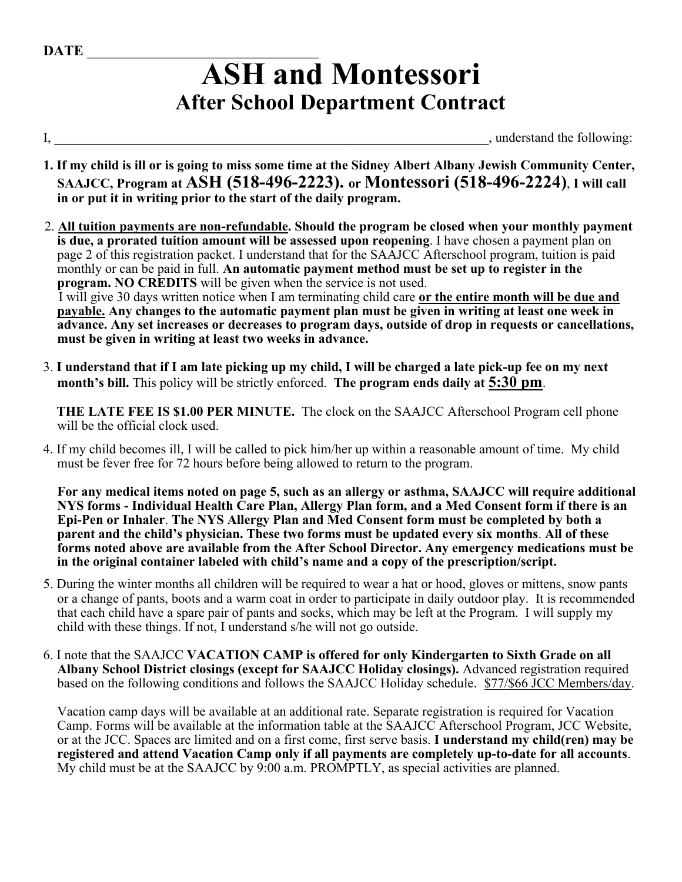DATE ________________________________

# ASH and Montessori

## After School Department Contract

I, ____________________________________________________________________, understand the following:

1. **If my child is ill or is going to miss some time at the Sidney Albert Albany Jewish Community Center, SAAJCC, Program at ASH (518-496-2223). or Montessori (518-496-2224), I will call in or put it in writing prior to the start of the daily program.**

2. **All tuition payments are non-refundable. Should the program be closed when your monthly payment is due, a prorated tuition amount will be assessed upon reopening**. I have chosen a payment plan on page 2 of this registration packet. I understand that for the SAAJCC Afterschool program, tuition is paid monthly or can be paid in full. **An automatic payment method must be set up to register in the program. NO CREDITS** will be given when the service is not used.
   I will give 30 days written notice when I am terminating child care **or the entire month will be due and payable. Any changes to the automatic payment plan must be given in writing at least one week in advance. Any set increases or decreases to program days, outside of drop in requests or cancellations, must be given in writing at least two weeks in advance.**

3. **I understand that if I am late picking up my child, I will be charged a late pick-up fee on my next month's bill.** This policy will be strictly enforced. **The program ends daily at 5:30 pm**.

   **THE LATE FEE IS $1.00 PER MINUTE.** The clock on the SAAJCC Afterschool Program cell phone will be the official clock used.

4. If my child becomes ill, I will be called to pick him/her up within a reasonable amount of time. My child must be fever free for 72 hours before being allowed to return to the program.

   **For any medical items noted on page 5, such as an allergy or asthma, SAAJCC will require additional NYS forms - Individual Health Care Plan, Allergy Plan form, and a Med Consent form if there is an Epi-Pen or Inhaler**. **The NYS Allergy Plan and Med Consent form must be completed by both a parent and the child's physician. These two forms must be updated every six months**. **All of these forms noted above are available from the After School Director. Any emergency medications must be in the original container labeled with child's name and a copy of the prescription/script.**

5. During the winter months all children will be required to wear a hat or hood, gloves or mittens, snow pants or a change of pants, boots and a warm coat in order to participate in daily outdoor play. It is recommended that each child have a spare pair of pants and socks, which may be left at the Program. I will supply my child with these things. If not, I understand s/he will not go outside.

6. I note that the SAAJCC **VACATION CAMP is offered for only Kindergarten to Sixth Grade on all Albany School District closings (except for SAAJCC Holiday closings).** Advanced registration required based on the following conditions and follows the SAAJCC Holiday schedule. $77/$66 JCC Members/day.

   Vacation camp days will be available at an additional rate. Separate registration is required for Vacation Camp. Forms will be available at the information table at the SAAJCC Afterschool Program, JCC Website, or at the JCC. Spaces are limited and on a first come, first serve basis. **I understand my child(ren) may be registered and attend Vacation Camp only if all payments are completely up-to-date for all accounts**. My child must be at the SAAJCC by 9:00 a.m. PROMPTLY, as special activities are planned.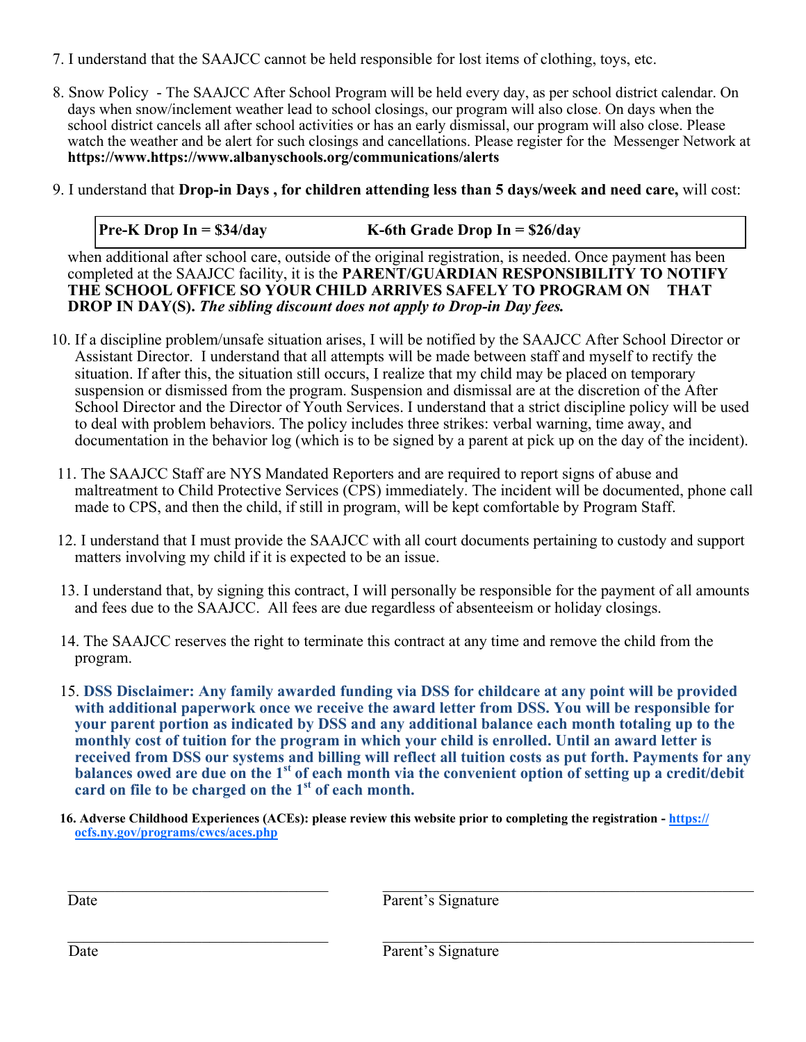7. I understand that the SAAJCC cannot be held responsible for lost items of clothing, toys, etc.

8. Snow Policy - The SAAJCC After School Program will be held every day, as per school district calendar. On days when snow/inclement weather lead to school closings, our program will also close. On days when the school district cancels all after school activities or has an early dismissal, our program will also close. Please watch the weather and be alert for such closings and cancellations. Please register for the Messenger Network at **https://www.https://www.albanyschools.org/communications/alerts**

9. I understand that **Drop-in Days , for children attending less than 5 days/week and need care,** will cost:

| **Pre-K Drop In = $34/day** | **K-6th Grade Drop In = $26/day** |
|---|---|

   when additional after school care, outside of the original registration, is needed. Once payment has been completed at the SAAJCC facility, it is the **PARENT/GUARDIAN RESPONSIBILITY TO NOTIFY THE SCHOOL OFFICE SO YOUR CHILD ARRIVES SAFELY TO PROGRAM ON THAT DROP IN DAY(S).** ***The sibling discount does not apply to Drop-in Day fees.***

10. If a discipline problem/unsafe situation arises, I will be notified by the SAAJCC After School Director or Assistant Director. I understand that all attempts will be made between staff and myself to rectify the situation. If after this, the situation still occurs, I realize that my child may be placed on temporary suspension or dismissed from the program. Suspension and dismissal are at the discretion of the After School Director and the Director of Youth Services. I understand that a strict discipline policy will be used to deal with problem behaviors. The policy includes three strikes: verbal warning, time away, and documentation in the behavior log (which is to be signed by a parent at pick up on the day of the incident).

11. The SAAJCC Staff are NYS Mandated Reporters and are required to report signs of abuse and maltreatment to Child Protective Services (CPS) immediately. The incident will be documented, phone call made to CPS, and then the child, if still in program, will be kept comfortable by Program Staff.

12. I understand that I must provide the SAAJCC with all court documents pertaining to custody and support matters involving my child if it is expected to be an issue.

13. I understand that, by signing this contract, I will personally be responsible for the payment of all amounts and fees due to the SAAJCC. All fees are due regardless of absenteeism or holiday closings.

14. The SAAJCC reserves the right to terminate this contract at any time and remove the child from the program.

15. **DSS Disclaimer: Any family awarded funding via DSS for childcare at any point will be provided with additional paperwork once we receive the award letter from DSS. You will be responsible for your parent portion as indicated by DSS and any additional balance each month totaling up to the monthly cost of tuition for the program in which your child is enrolled. Until an award letter is received from DSS our systems and billing will reflect all tuition costs as put forth. Payments for any balances owed are due on the 1st of each month via the convenient option of setting up a credit/debit card on file to be charged on the 1st of each month.**

16. **Adverse Childhood Experiences (ACEs): please review this website prior to completing the registration - https://ocfs.ny.gov/programs/cwcs/aces.php**

\_\_\_\_\_\_\_\_\_\_\_\_\_\_\_\_\_\_\_\_\_\_\_\_\_\_\_\_ \_\_\_\_\_\_\_\_\_\_\_\_\_\_\_\_\_\_\_\_\_\_\_\_\_\_\_\_\_\_\_\_\_\_\_\_\_\_\_\_

Date Parent's Signature

\_\_\_\_\_\_\_\_\_\_\_\_\_\_\_\_\_\_\_\_\_\_\_\_\_\_\_\_ \_\_\_\_\_\_\_\_\_\_\_\_\_\_\_\_\_\_\_\_\_\_\_\_\_\_\_\_\_\_\_\_\_\_\_\_\_\_\_\_

Date Parent's Signature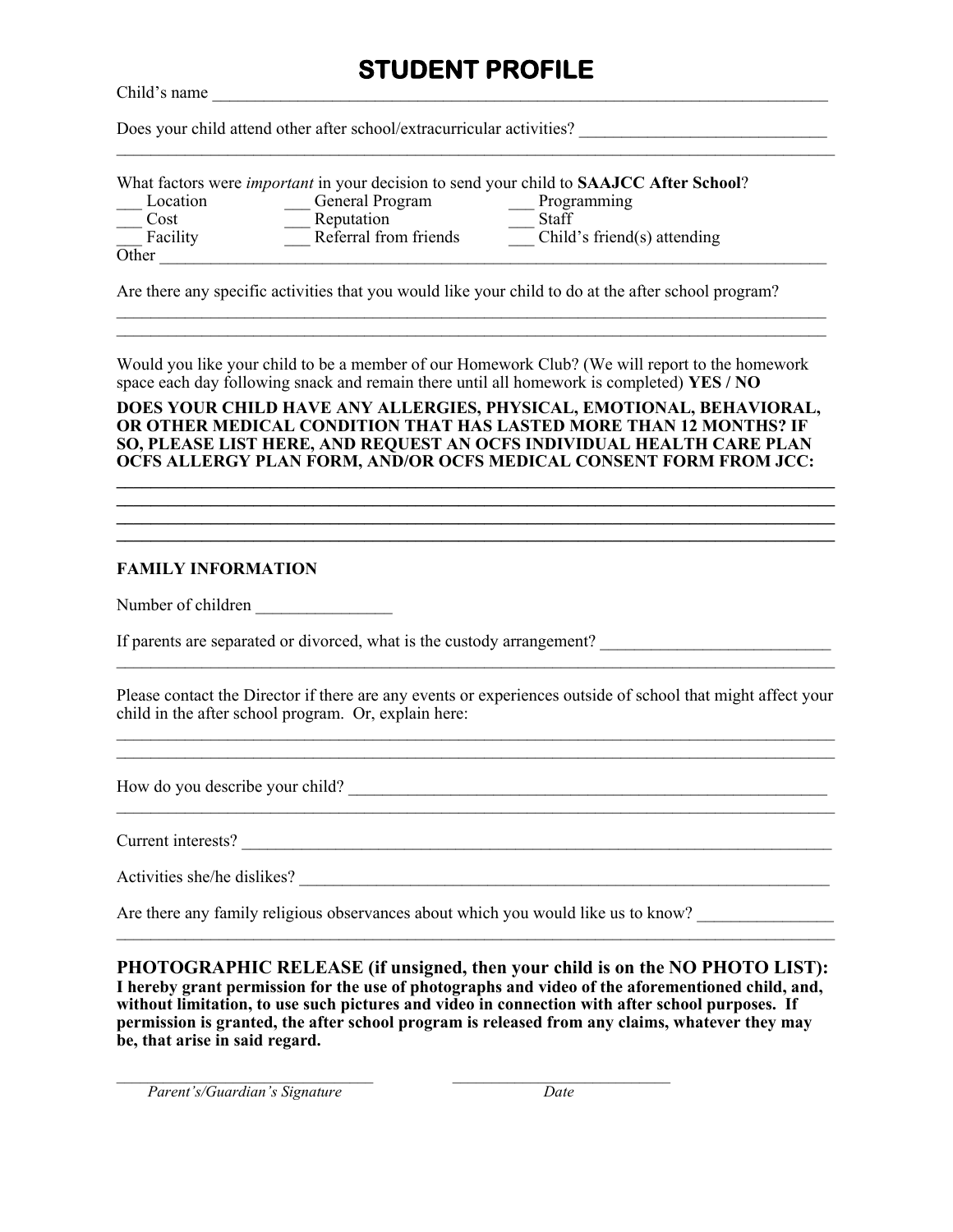# STUDENT PROFILE

Child's name ___________________________________________________________________________

Does your child attend other after school/extracurricular activities? ______________________________

_____________________________________________________________________________________

What factors were *important* in your decision to send your child to **SAAJCC After School**?

___ Location ___ General Program ___ Programming
___ Cost ___ Reputation ___ Staff
___ Facility ___ Referral from friends ___ Child's friend(s) attending
Other ________________________________________________________________________________

Are there any specific activities that you would like your child to do at the after school program?

_____________________________________________________________________________________

_____________________________________________________________________________________

Would you like your child to be a member of our Homework Club? (We will report to the homework space each day following snack and remain there until all homework is completed) **YES / NO**

**DOES YOUR CHILD HAVE ANY ALLERGIES, PHYSICAL, EMOTIONAL, BEHAVIORAL, OR OTHER MEDICAL CONDITION THAT HAS LASTED MORE THAN 12 MONTHS? IF SO, PLEASE LIST HERE, AND REQUEST AN OCFS INDIVIDUAL HEALTH CARE PLAN OCFS ALLERGY PLAN FORM, AND/OR OCFS MEDICAL CONSENT FORM FROM JCC:**

_____________________________________________________________________________________

_____________________________________________________________________________________

_____________________________________________________________________________________

_____________________________________________________________________________________

**FAMILY INFORMATION**

Number of children ________________

If parents are separated or divorced, what is the custody arrangement? ___________________________

_____________________________________________________________________________________

Please contact the Director if there are any events or experiences outside of school that might affect your child in the after school program. Or, explain here:

_____________________________________________________________________________________

_____________________________________________________________________________________

How do you describe your child? ____________________________________________________________

_____________________________________________________________________________________

Current interests? _________________________________________________________________________

Activities she/he dislikes? _________________________________________________________________

Are there any family religious observances about which you would like us to know? ________________

_____________________________________________________________________________________

**PHOTOGRAPHIC RELEASE (if unsigned, then your child is on the NO PHOTO LIST):**
**I hereby grant permission for the use of photographs and video of the aforementioned child, and, without limitation, to use such pictures and video in connection with after school purposes. If permission is granted, the after school program is released from any claims, whatever they may be, that arise in said regard.**

_______________________________ ___________________________
*Parent's/Guardian's Signature* *Date*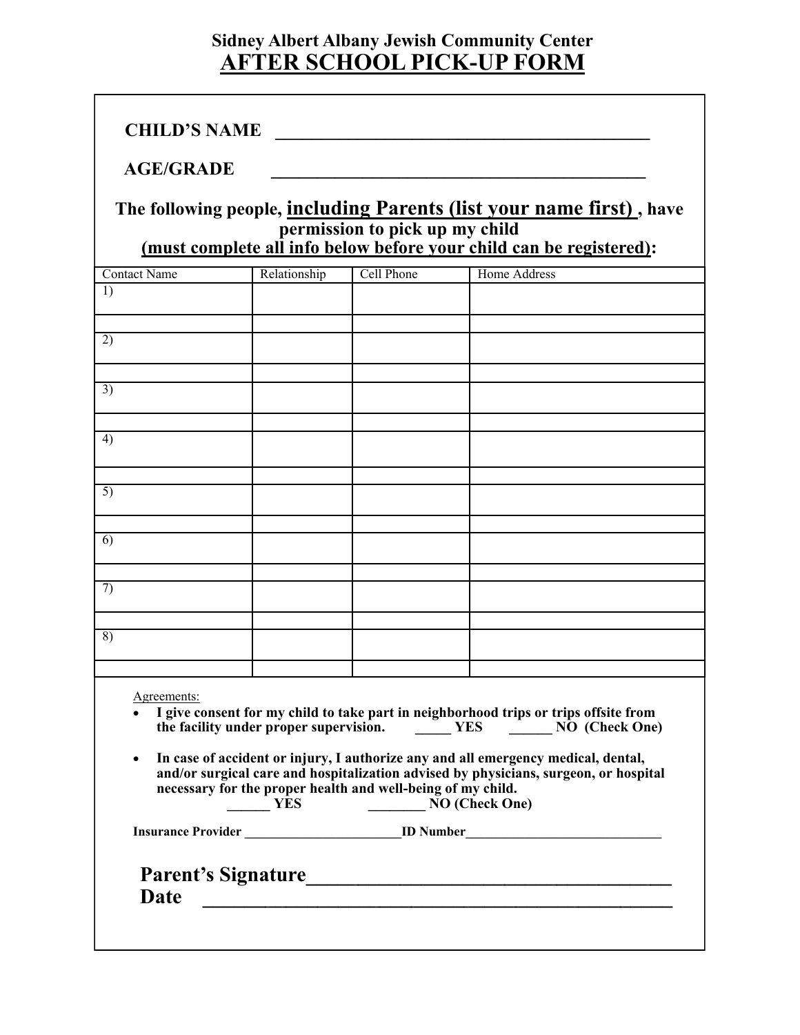**Sidney Albert Albany Jewish Community Center**

# AFTER SCHOOL PICK-UP FORM

**CHILD'S NAME** ___________________________________________

**AGE/GRADE** ___________________________________________

**The following people, <u>including Parents (list your name first)</u>, have permission to pick up my child <u>(must complete all info below before your child can be registered)</u>:**

| Contact Name | Relationship | Cell Phone | Home Address |
|---|---|---|---|
| 1) | | | |
| | | | |
| 2) | | | |
| | | | |
| 3) | | | |
| | | | |
| 4) | | | |
| | | | |
| 5) | | | |
| | | | |
| 6) | | | |
| | | | |
| 7) | | | |
| | | | |
| 8) | | | |
| | | | |

Agreements:

- **I give consent for my child to take part in neighborhood trips or trips offsite from the facility under proper supervision. _____ YES ______ NO (Check One)**

- **In case of accident or injury, I authorize any and all emergency medical, dental, and/or surgical care and hospitalization advised by physicians, surgeon, or hospital necessary for the proper health and well-being of my child. ______ YES ________ NO (Check One)**

**Insurance Provider** ________________________ **ID Number** ______________________________

**Parent's Signature** ___________________________________

**Date** ___________________________________________